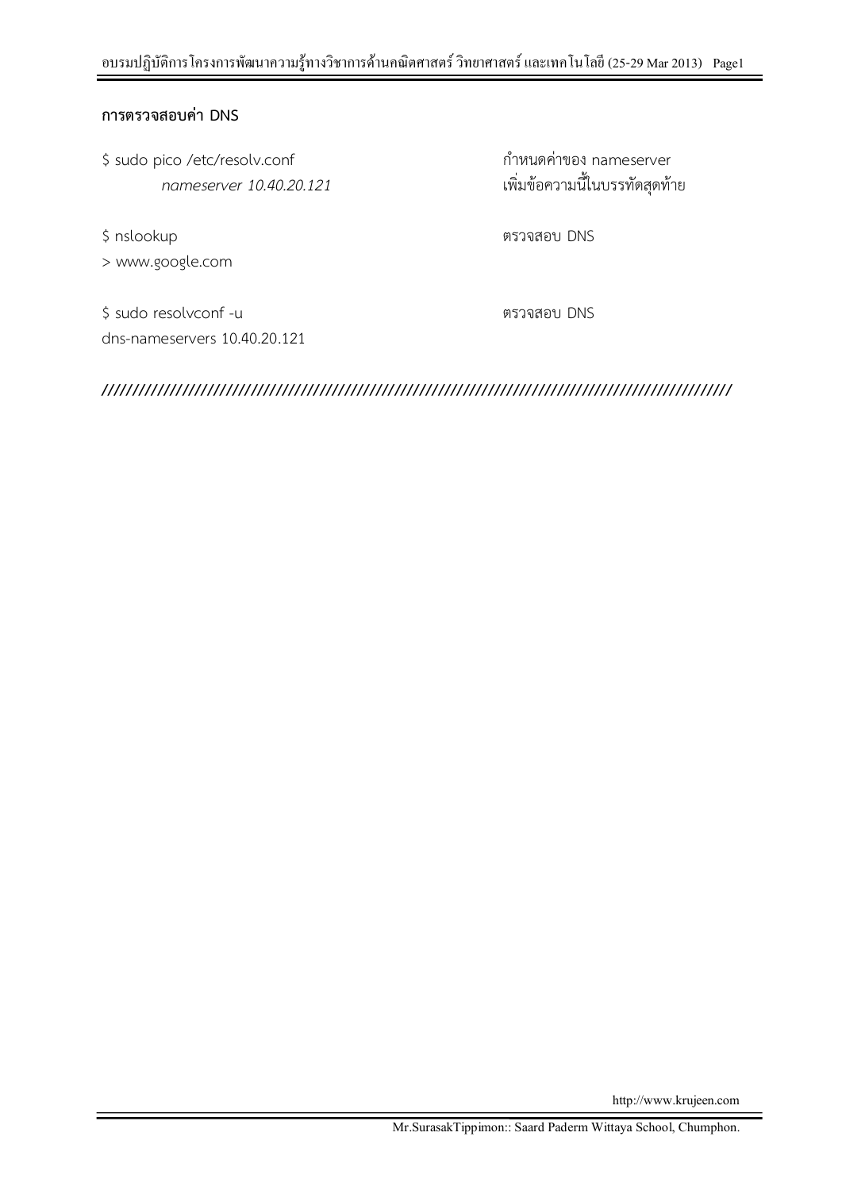## การตรวจสอบค่า DNS

| | |
|---|---|
| $ sudo pico /etc/resolv.conf | กำหนดค่าของ nameserver |
| *nameserver 10.40.20.121* | เพิ่มข้อความนี้ในบรรทัดสุดท้าย |
| $ nslookup | ตรวจสอบ DNS |
| > www.google.com | |
| $ sudo resolvconf -u | ตรวจสอบ DNS |
| dns-nameservers 10.40.20.121 | |

**//////////////////////////////////////////////////////////////////////////////////////////////////////**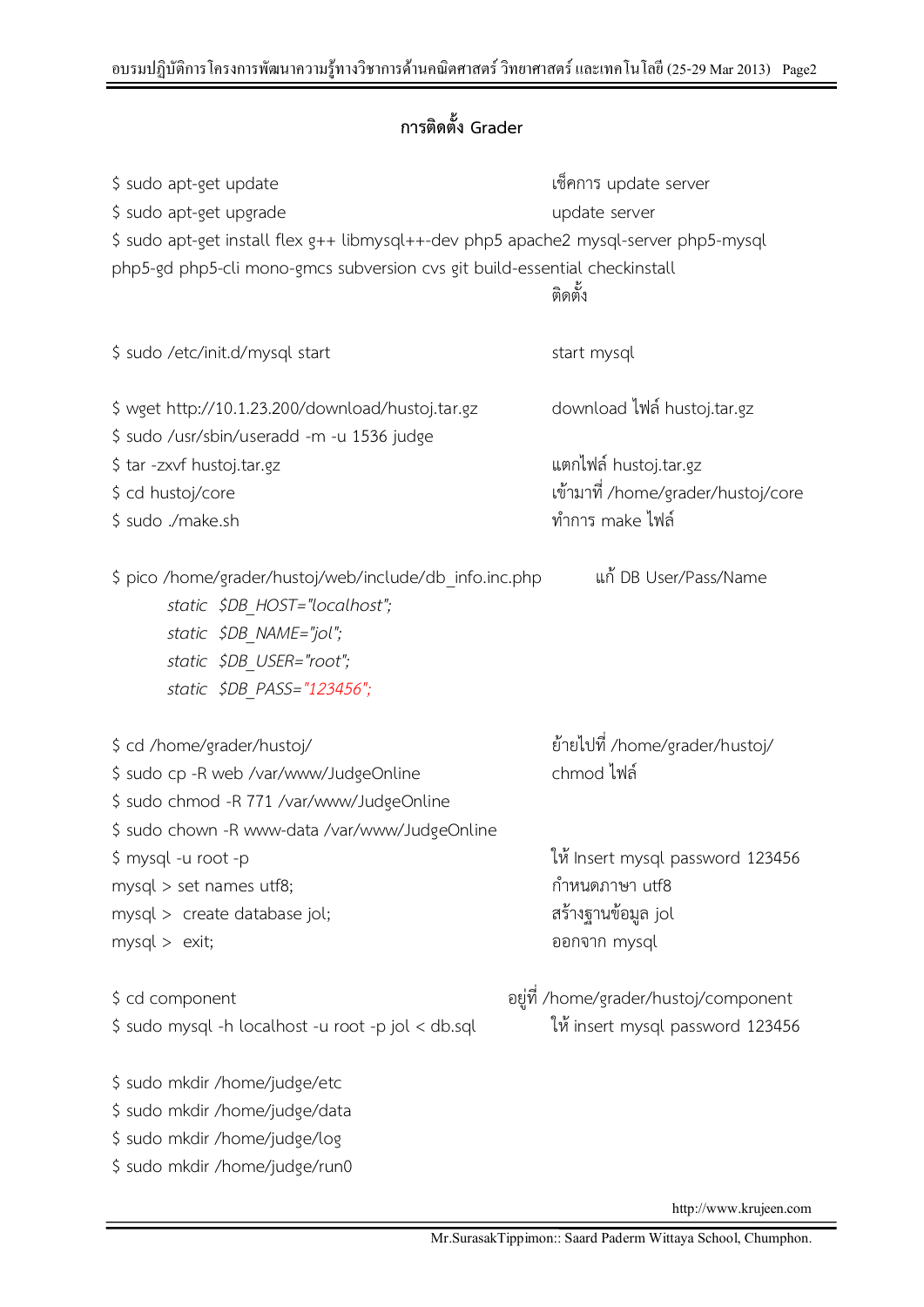## การติดตั้ง Grader

| | |
|---|---|
| $ sudo apt-get update | เช็คการ update server |
| $ sudo apt-get upgrade | update server |
| $ sudo apt-get install flex g++ libmysql++-dev php5 apache2 mysql-server php5-mysql php5-gd php5-cli mono-gmcs subversion cvs git build-essential checkinstall | ติดตั้ง |
| $ sudo /etc/init.d/mysql start | start mysql |
| $ wget http://10.1.23.200/download/hustoj.tar.gz | download ไฟล์ hustoj.tar.gz |
| $ sudo /usr/sbin/useradd -m -u 1536 judge | |
| $ tar -zxvf hustoj.tar.gz | แตกไฟล์ hustoj.tar.gz |
| $ cd hustoj/core | เข้ามาที่ /home/grader/hustoj/core |
| $ sudo ./make.sh | ทำการ make ไฟล์ |
| $ pico /home/grader/hustoj/web/include/db_info.inc.php | แก้ DB User/Pass/Name |

```
static  $DB_HOST="localhost";
static  $DB_NAME="jol";
static  $DB_USER="root";
static  $DB_PASS="123456";
```

| | |
|---|---|
| $ cd /home/grader/hustoj/ | ย้ายไปที่ /home/grader/hustoj/ |
| $ sudo cp -R web /var/www/JudgeOnline | chmod ไฟล์ |
| $ sudo chmod -R 771 /var/www/JudgeOnline | |
| $ sudo chown -R www-data /var/www/JudgeOnline | |
| $ mysql -u root -p | ให้ Insert mysql password 123456 |
| mysql > set names utf8; | กำหนดภาษา utf8 |
| mysql > create database jol; | สร้างฐานข้อมูล jol |
| mysql > exit; | ออกจาก mysql |
| $ cd component | อยู่ที่ /home/grader/hustoj/component |
| $ sudo mysql -h localhost -u root -p jol < db.sql | ให้ insert mysql password 123456 |

```
$ sudo mkdir /home/judge/etc
$ sudo mkdir /home/judge/data
$ sudo mkdir /home/judge/log
$ sudo mkdir /home/judge/run0
```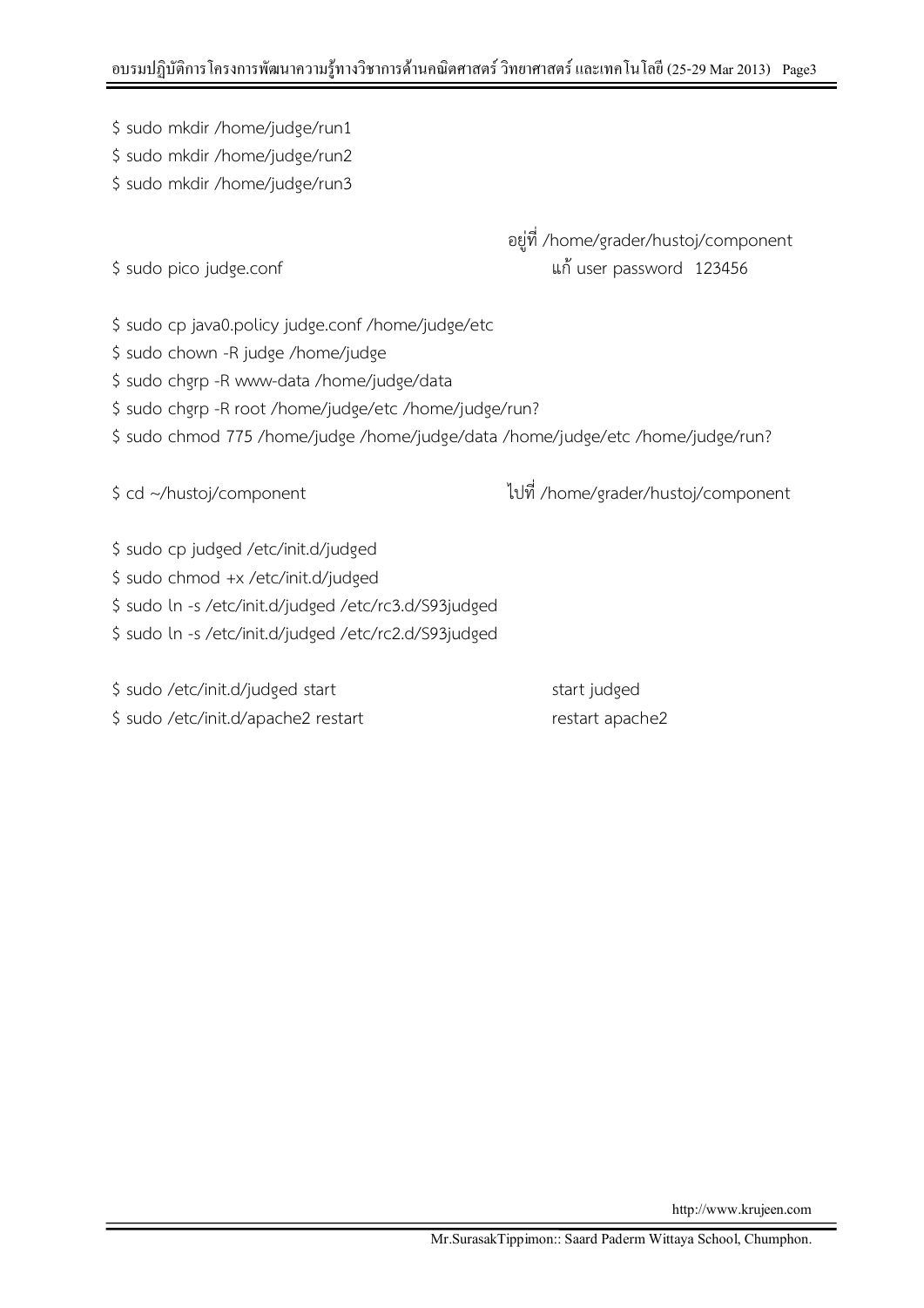$ sudo mkdir /home/judge/run1

$ sudo mkdir /home/judge/run2

$ sudo mkdir /home/judge/run3

อยู่ที่ /home/grader/hustoj/component

$ sudo pico judge.conf                    แก้ user password 123456

$ sudo cp java0.policy judge.conf /home/judge/etc

$ sudo chown -R judge /home/judge

$ sudo chgrp -R www-data /home/judge/data

$ sudo chgrp -R root /home/judge/etc /home/judge/run?

$ sudo chmod 775 /home/judge /home/judge/data /home/judge/etc /home/judge/run?

$ cd ~/hustoj/component                    ไปที่ /home/grader/hustoj/component

$ sudo cp judged /etc/init.d/judged

$ sudo chmod +x /etc/init.d/judged

$ sudo ln -s /etc/init.d/judged /etc/rc3.d/S93judged

$ sudo ln -s /etc/init.d/judged /etc/rc2.d/S93judged

$ sudo /etc/init.d/judged start                    start judged

$ sudo /etc/init.d/apache2 restart                    restart apache2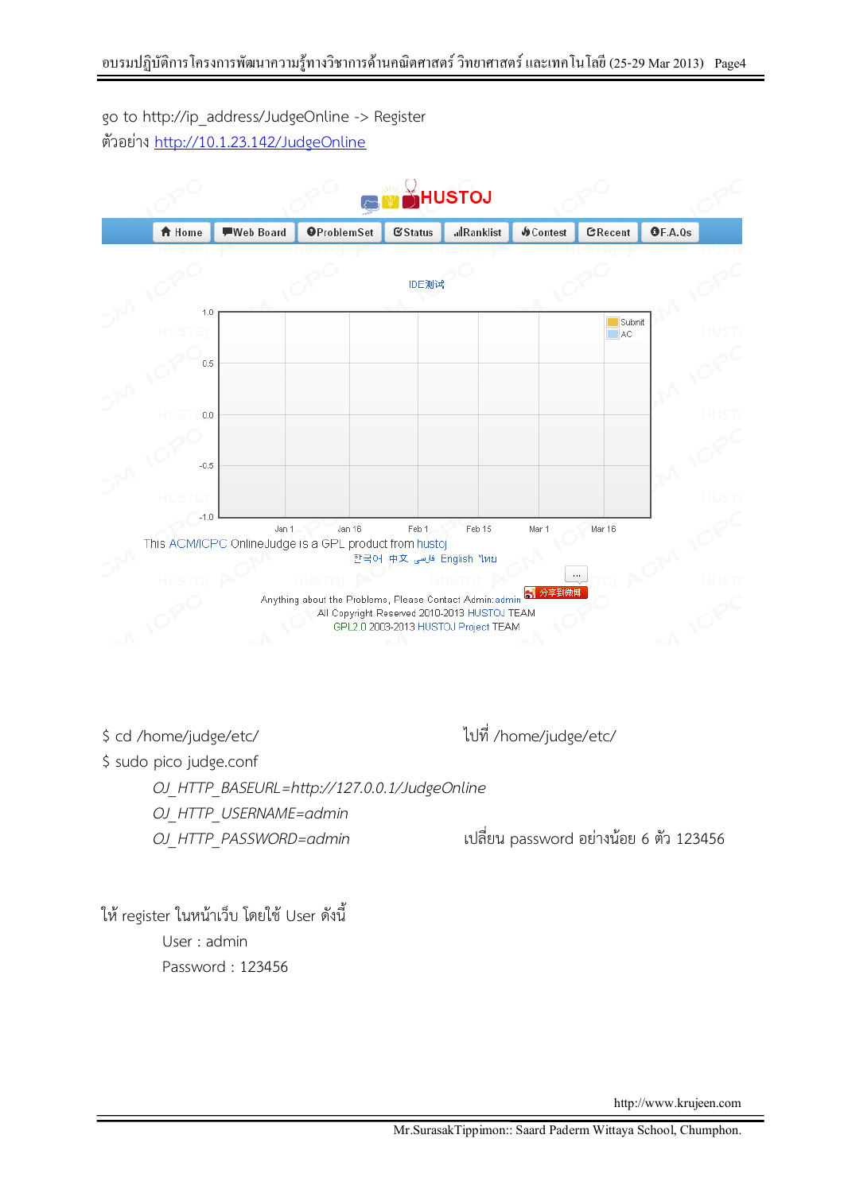go to http://ip_address/JudgeOnline -> Register

ตัวอย่าง http://10.1.23.142/JudgeOnline

HUSTOJ

Home | Web Board | ProblemSet | Status | Ranklist | Contest | Recent | F.A.Qs

IDE测试

This ACM/ICPC OnlineJudge is a GPL product from hustoj

한국어 中文 فارسی English ไทย

Anything about the Problems, Please Contact Admin:admin

All Copyright Reserved 2010-2013 HUSTOJ TEAM

GPL2.0 2003-2013 HUSTOJ Project TEAM

$ cd /home/judge/etc/ ไปที่ /home/judge/etc/

$ sudo pico judge.conf

*OJ_HTTP_BASEURL=http://127.0.0.1/JudgeOnline*

*OJ_HTTP_USERNAME=admin*

*OJ_HTTP_PASSWORD=admin* เปลี่ยน password อย่างน้อย 6 ตัว 123456

ให้ register ในหน้าเว็บ โดยใช้ User ดังนี้

User : admin

Password : 123456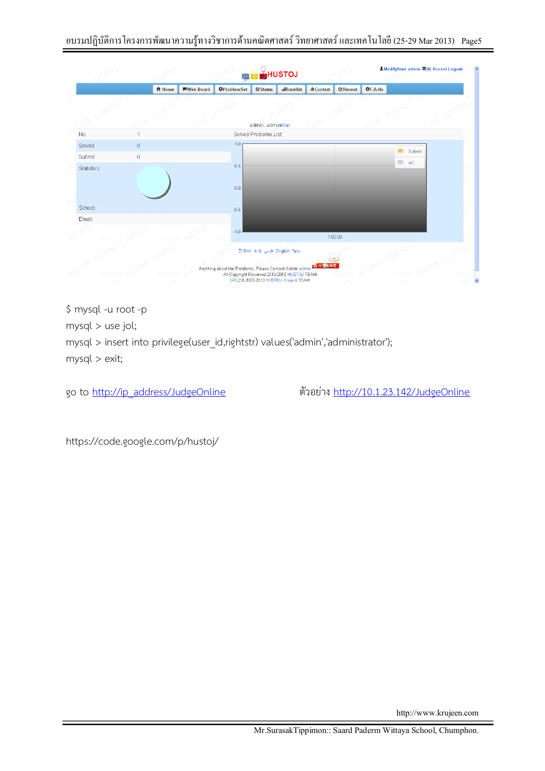```
$ mysql -u root -p
mysql > use jol;
mysql > insert into privilege(user_id,rightstr) values('admin','administrator');
mysql > exit;
```

go to http://ip_address/JudgeOnline ตัวอย่าง http://10.1.23.142/JudgeOnline

https://code.google.com/p/hustoj/